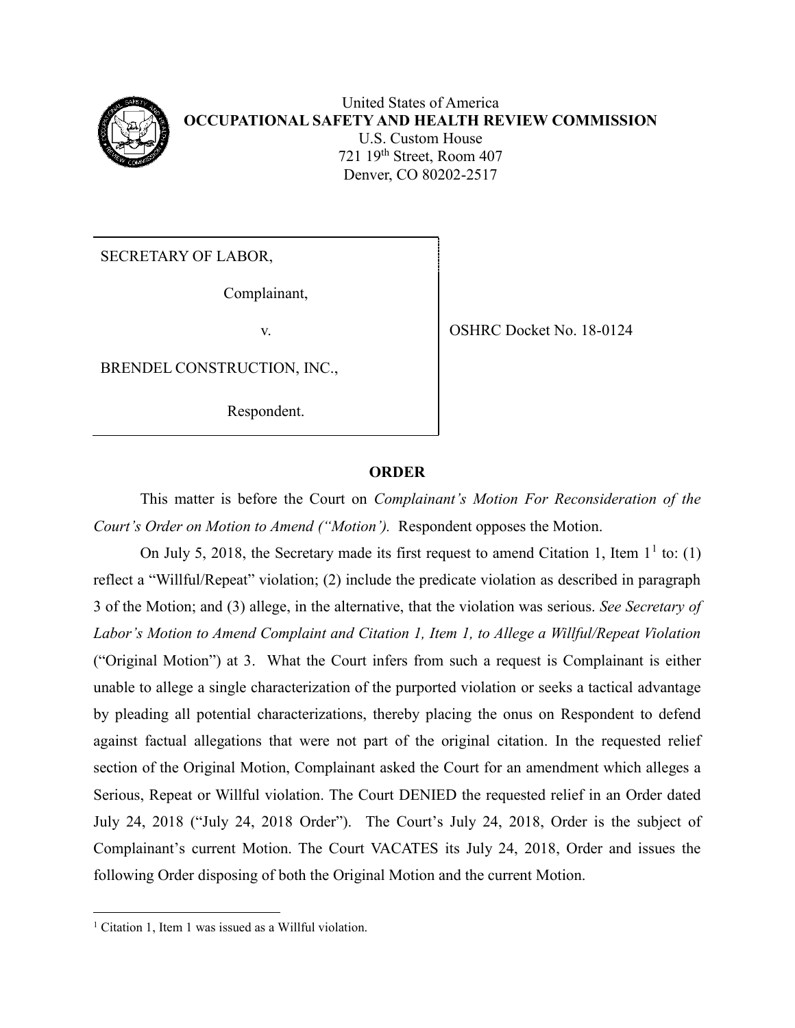United States of America
**OCCUPATIONAL SAFETY AND HEALTH REVIEW COMMISSION**
U.S. Custom House
721 19th Street, Room 407
Denver, CO 80202-2517

| | |
|---|---|
| SECRETARY OF LABOR,<br><br>Complainant,<br><br>v.<br><br>BRENDEL CONSTRUCTION, INC.,<br><br>Respondent. | OSHRC Docket No. 18-0124 |

## ORDER

This matter is before the Court on *Complainant's Motion For Reconsideration of the Court's Order on Motion to Amend ("Motion').* Respondent opposes the Motion.

On July 5, 2018, the Secretary made its first request to amend Citation 1, Item 1[1] to: (1) reflect a "Willful/Repeat" violation; (2) include the predicate violation as described in paragraph 3 of the Motion; and (3) allege, in the alternative, that the violation was serious. *See Secretary of Labor's Motion to Amend Complaint and Citation 1, Item 1, to Allege a Willful/Repeat Violation* ("Original Motion") at 3. What the Court infers from such a request is Complainant is either unable to allege a single characterization of the purported violation or seeks a tactical advantage by pleading all potential characterizations, thereby placing the onus on Respondent to defend against factual allegations that were not part of the original citation. In the requested relief section of the Original Motion, Complainant asked the Court for an amendment which alleges a Serious, Repeat or Willful violation. The Court DENIED the requested relief in an Order dated July 24, 2018 ("July 24, 2018 Order"). The Court's July 24, 2018, Order is the subject of Complainant's current Motion. The Court VACATES its July 24, 2018, Order and issues the following Order disposing of both the Original Motion and the current Motion.

---

[1] Citation 1, Item 1 was issued as a Willful violation.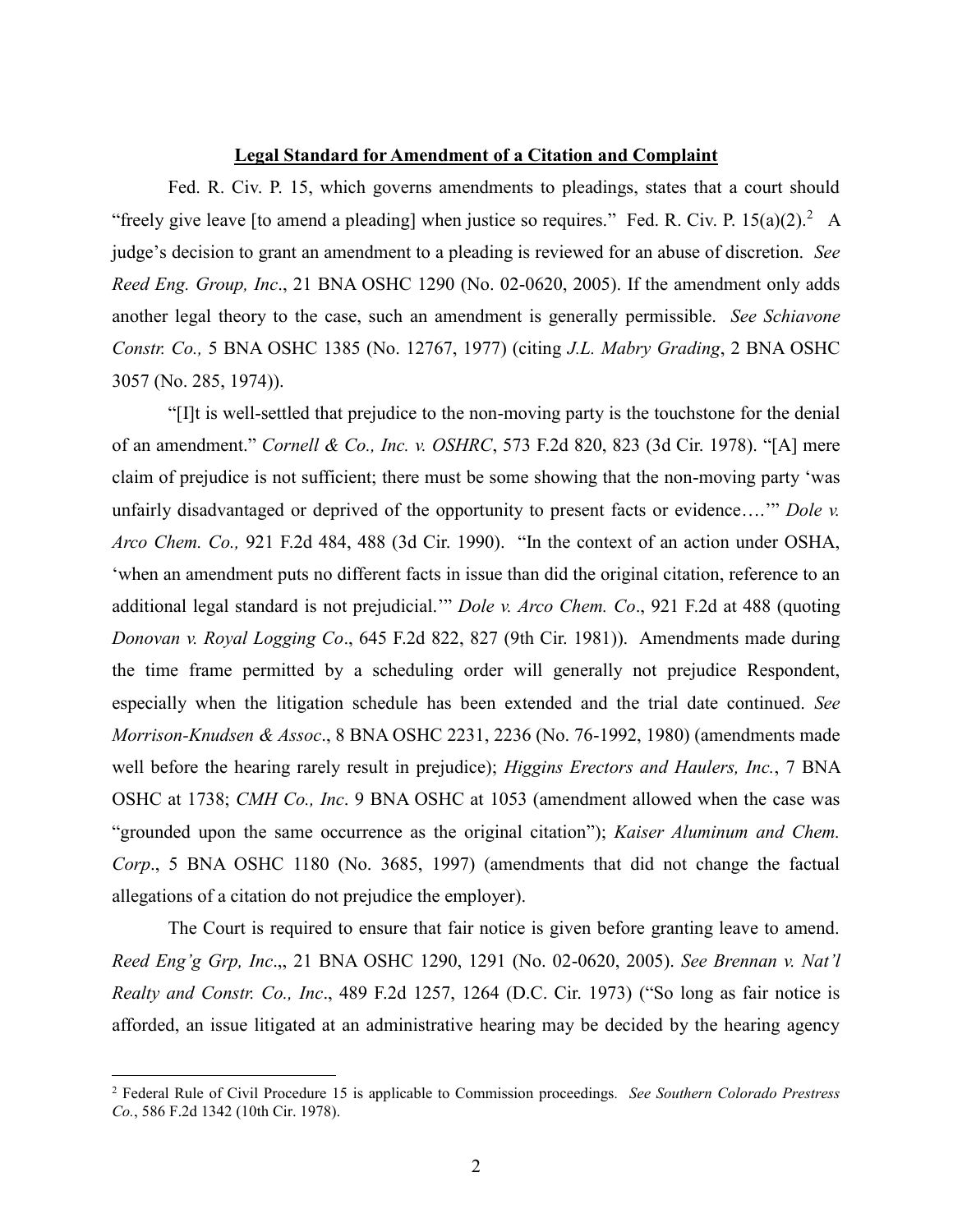**Legal Standard for Amendment of a Citation and Complaint**

Fed. R. Civ. P. 15, which governs amendments to pleadings, states that a court should "freely give leave [to amend a pleading] when justice so requires." Fed. R. Civ. P. 15(a)(2).[2] A judge's decision to grant an amendment to a pleading is reviewed for an abuse of discretion. *See Reed Eng. Group, Inc*., 21 BNA OSHC 1290 (No. 02-0620, 2005). If the amendment only adds another legal theory to the case, such an amendment is generally permissible. *See Schiavone Constr. Co.,* 5 BNA OSHC 1385 (No. 12767, 1977) (citing *J.L. Mabry Grading*, 2 BNA OSHC 3057 (No. 285, 1974)).

"[I]t is well-settled that prejudice to the non-moving party is the touchstone for the denial of an amendment." *Cornell & Co., Inc. v. OSHRC*, 573 F.2d 820, 823 (3d Cir. 1978). "[A] mere claim of prejudice is not sufficient; there must be some showing that the non-moving party 'was unfairly disadvantaged or deprived of the opportunity to present facts or evidence….'" *Dole v. Arco Chem. Co.,* 921 F.2d 484, 488 (3d Cir. 1990). "In the context of an action under OSHA, 'when an amendment puts no different facts in issue than did the original citation, reference to an additional legal standard is not prejudicial.'" *Dole v. Arco Chem. Co*., 921 F.2d at 488 (quoting *Donovan v. Royal Logging Co*., 645 F.2d 822, 827 (9th Cir. 1981)). Amendments made during the time frame permitted by a scheduling order will generally not prejudice Respondent, especially when the litigation schedule has been extended and the trial date continued. *See Morrison-Knudsen & Assoc*., 8 BNA OSHC 2231, 2236 (No. 76-1992, 1980) (amendments made well before the hearing rarely result in prejudice); *Higgins Erectors and Haulers, Inc.*, 7 BNA OSHC at 1738; *CMH Co., Inc*. 9 BNA OSHC at 1053 (amendment allowed when the case was "grounded upon the same occurrence as the original citation"); *Kaiser Aluminum and Chem. Corp*., 5 BNA OSHC 1180 (No. 3685, 1997) (amendments that did not change the factual allegations of a citation do not prejudice the employer).

The Court is required to ensure that fair notice is given before granting leave to amend. *Reed Eng'g Grp, Inc*.,, 21 BNA OSHC 1290, 1291 (No. 02-0620, 2005). *See Brennan v. Nat'l Realty and Constr. Co., Inc*., 489 F.2d 1257, 1264 (D.C. Cir. 1973) ("So long as fair notice is afforded, an issue litigated at an administrative hearing may be decided by the hearing agency

[2] Federal Rule of Civil Procedure 15 is applicable to Commission proceedings. *See Southern Colorado Prestress Co.*, 586 F.2d 1342 (10th Cir. 1978).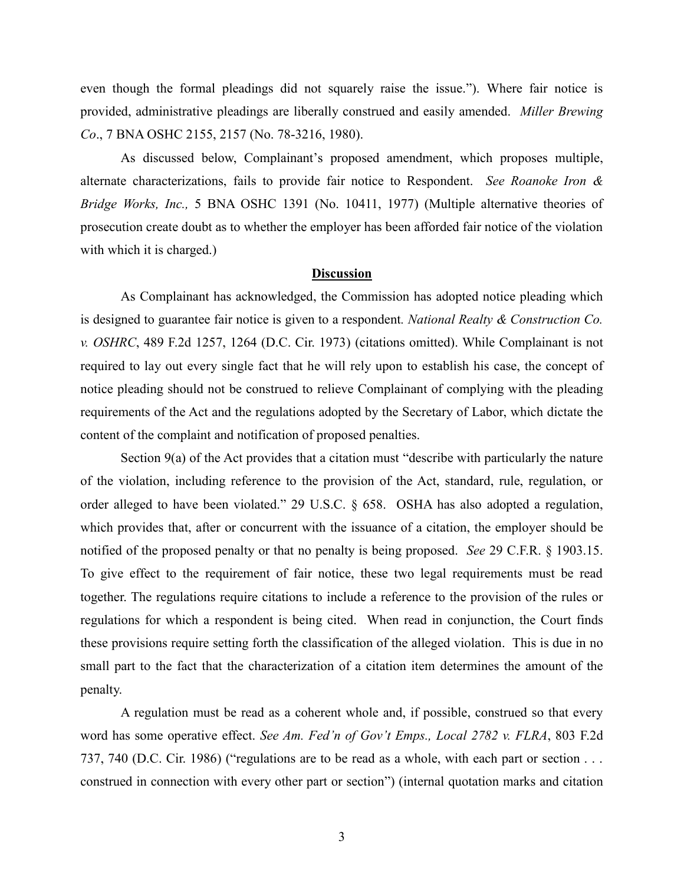even though the formal pleadings did not squarely raise the issue."). Where fair notice is provided, administrative pleadings are liberally construed and easily amended. *Miller Brewing Co*., 7 BNA OSHC 2155, 2157 (No. 78-3216, 1980).

As discussed below, Complainant's proposed amendment, which proposes multiple, alternate characterizations, fails to provide fair notice to Respondent. *See Roanoke Iron & Bridge Works, Inc.,* 5 BNA OSHC 1391 (No. 10411, 1977) (Multiple alternative theories of prosecution create doubt as to whether the employer has been afforded fair notice of the violation with which it is charged.)

**Discussion**

As Complainant has acknowledged, the Commission has adopted notice pleading which is designed to guarantee fair notice is given to a respondent. *National Realty & Construction Co. v. OSHRC*, 489 F.2d 1257, 1264 (D.C. Cir. 1973) (citations omitted). While Complainant is not required to lay out every single fact that he will rely upon to establish his case, the concept of notice pleading should not be construed to relieve Complainant of complying with the pleading requirements of the Act and the regulations adopted by the Secretary of Labor, which dictate the content of the complaint and notification of proposed penalties.

Section 9(a) of the Act provides that a citation must "describe with particularly the nature of the violation, including reference to the provision of the Act, standard, rule, regulation, or order alleged to have been violated." 29 U.S.C. § 658. OSHA has also adopted a regulation, which provides that, after or concurrent with the issuance of a citation, the employer should be notified of the proposed penalty or that no penalty is being proposed. *See* 29 C.F.R. § 1903.15. To give effect to the requirement of fair notice, these two legal requirements must be read together. The regulations require citations to include a reference to the provision of the rules or regulations for which a respondent is being cited. When read in conjunction, the Court finds these provisions require setting forth the classification of the alleged violation. This is due in no small part to the fact that the characterization of a citation item determines the amount of the penalty.

A regulation must be read as a coherent whole and, if possible, construed so that every word has some operative effect. *See Am. Fed'n of Gov't Emps., Local 2782 v. FLRA*, 803 F.2d 737, 740 (D.C. Cir. 1986) ("regulations are to be read as a whole, with each part or section . . . construed in connection with every other part or section") (internal quotation marks and citation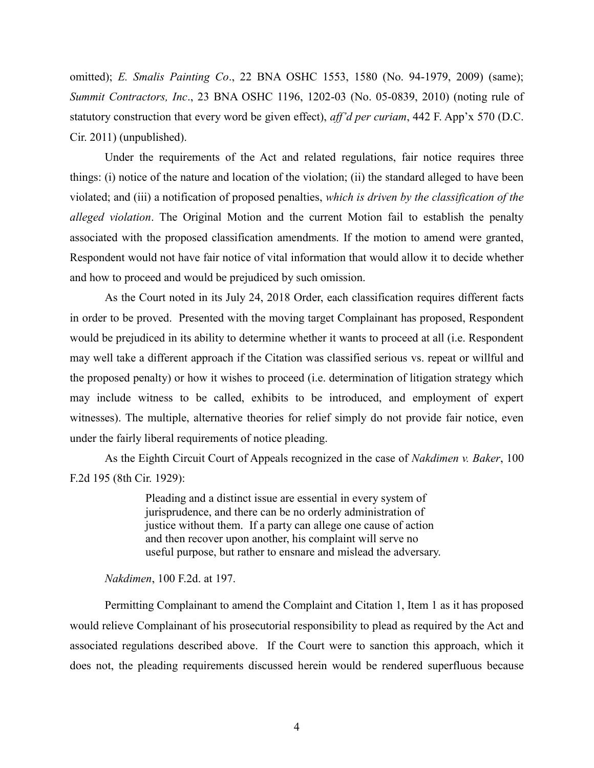omitted); *E. Smalis Painting Co*., 22 BNA OSHC 1553, 1580 (No. 94-1979, 2009) (same); *Summit Contractors, Inc*., 23 BNA OSHC 1196, 1202-03 (No. 05-0839, 2010) (noting rule of statutory construction that every word be given effect), *aff'd per curiam*, 442 F. App'x 570 (D.C. Cir. 2011) (unpublished).

Under the requirements of the Act and related regulations, fair notice requires three things: (i) notice of the nature and location of the violation; (ii) the standard alleged to have been violated; and (iii) a notification of proposed penalties, *which is driven by the classification of the alleged violation*. The Original Motion and the current Motion fail to establish the penalty associated with the proposed classification amendments. If the motion to amend were granted, Respondent would not have fair notice of vital information that would allow it to decide whether and how to proceed and would be prejudiced by such omission.

As the Court noted in its July 24, 2018 Order, each classification requires different facts in order to be proved. Presented with the moving target Complainant has proposed, Respondent would be prejudiced in its ability to determine whether it wants to proceed at all (i.e. Respondent may well take a different approach if the Citation was classified serious vs. repeat or willful and the proposed penalty) or how it wishes to proceed (i.e. determination of litigation strategy which may include witness to be called, exhibits to be introduced, and employment of expert witnesses). The multiple, alternative theories for relief simply do not provide fair notice, even under the fairly liberal requirements of notice pleading.

As the Eighth Circuit Court of Appeals recognized in the case of *Nakdimen v. Baker*, 100 F.2d 195 (8th Cir. 1929):

> Pleading and a distinct issue are essential in every system of jurisprudence, and there can be no orderly administration of justice without them. If a party can allege one cause of action and then recover upon another, his complaint will serve no useful purpose, but rather to ensnare and mislead the adversary.

*Nakdimen*, 100 F.2d. at 197.

Permitting Complainant to amend the Complaint and Citation 1, Item 1 as it has proposed would relieve Complainant of his prosecutorial responsibility to plead as required by the Act and associated regulations described above. If the Court were to sanction this approach, which it does not, the pleading requirements discussed herein would be rendered superfluous because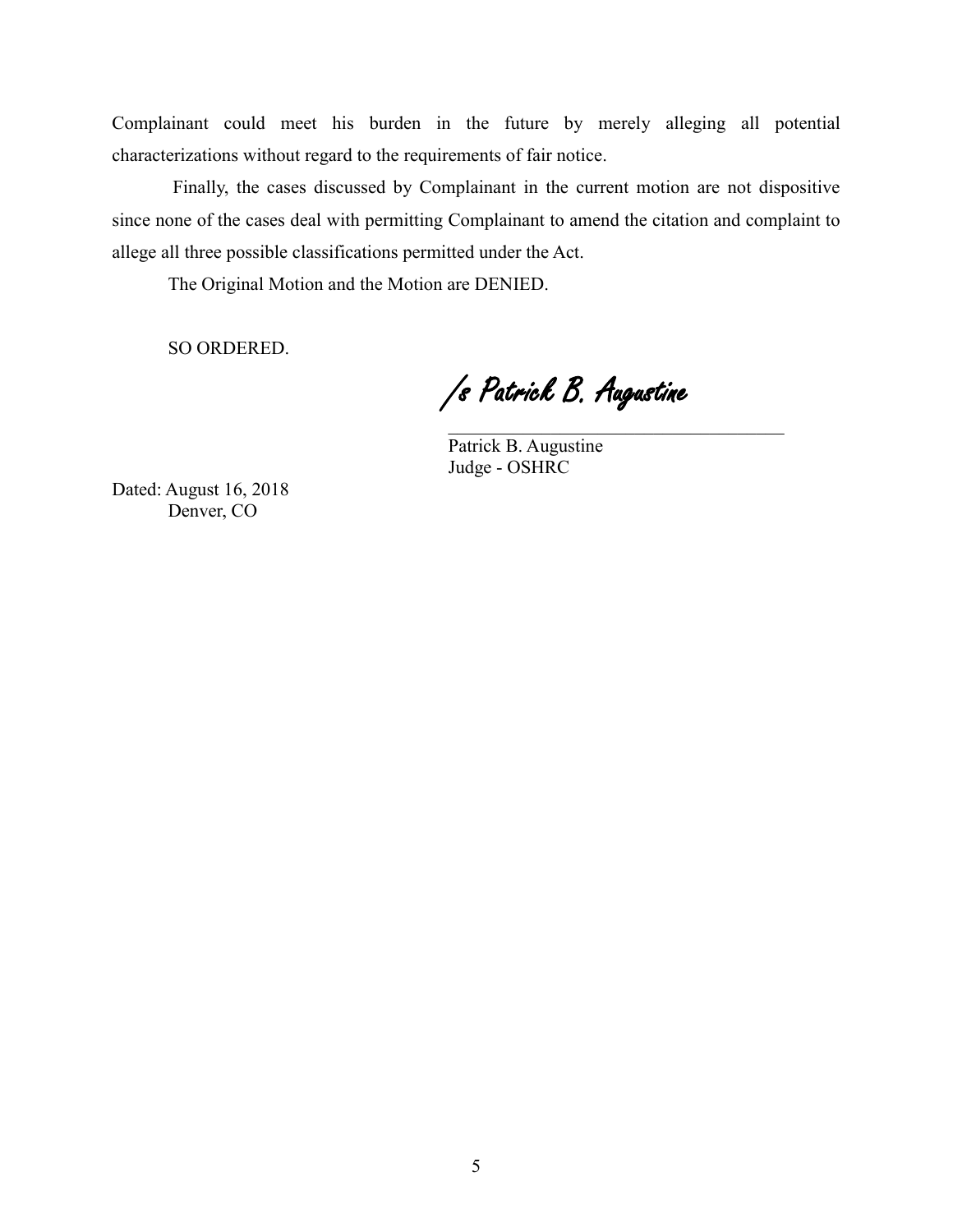Complainant could meet his burden in the future by merely alleging all potential characterizations without regard to the requirements of fair notice.

Finally, the cases discussed by Complainant in the current motion are not dispositive since none of the cases deal with permitting Complainant to amend the citation and complaint to allege all three possible classifications permitted under the Act.

The Original Motion and the Motion are DENIED.

SO ORDERED.

/s Patrick B. Augustine

Patrick B. Augustine
Judge - OSHRC

Dated: August 16, 2018
Denver, CO